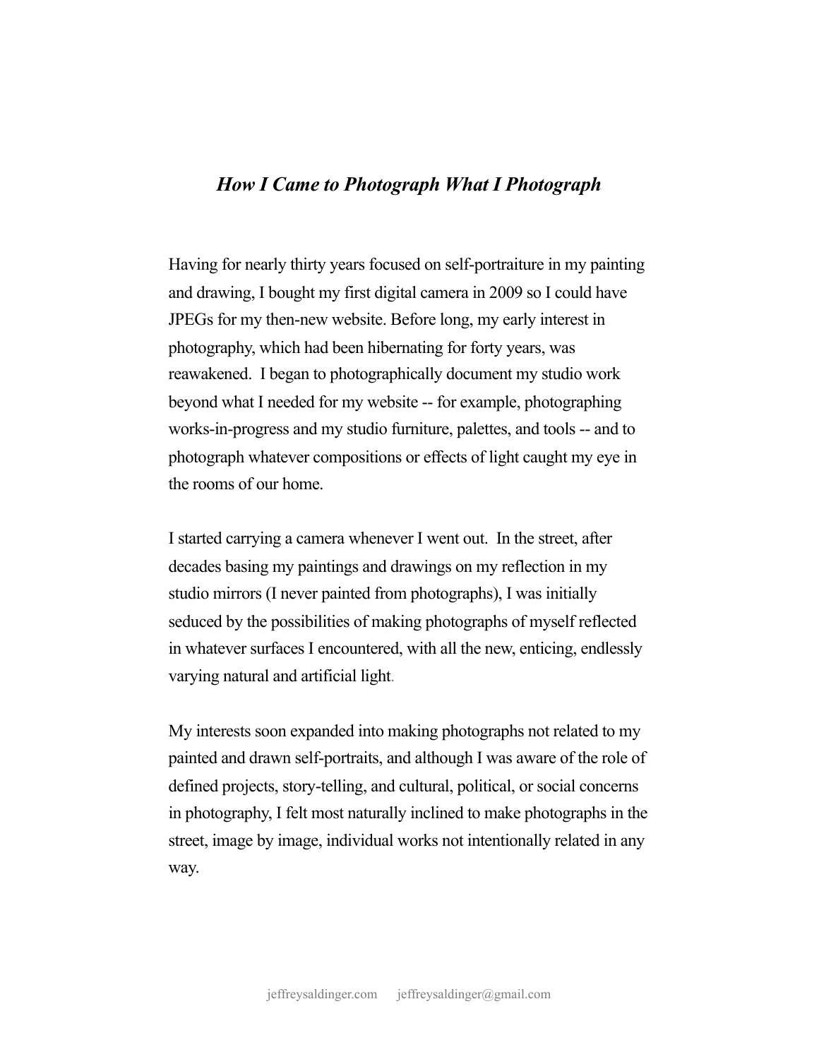# *How I Came to Photograph What I Photograph*

Having for nearly thirty years focused on self-portraiture in my painting and drawing, I bought my first digital camera in 2009 so I could have JPEGs for my then-new website. Before long, my early interest in photography, which had been hibernating for forty years, was reawakened. I began to photographically document my studio work beyond what I needed for my website -- for example, photographing works-in-progress and my studio furniture, palettes, and tools -- and to photograph whatever compositions or effects of light caught my eye in the rooms of our home.

I started carrying a camera whenever I went out. In the street, after decades basing my paintings and drawings on my reflection in my studio mirrors (I never painted from photographs), I was initially seduced by the possibilities of making photographs of myself reflected in whatever surfaces I encountered, with all the new, enticing, endlessly varying natural and artificial light.

My interests soon expanded into making photographs not related to my painted and drawn self-portraits, and although I was aware of the role of defined projects, story-telling, and cultural, political, or social concerns in photography, I felt most naturally inclined to make photographs in the street, image by image, individual works not intentionally related in any way.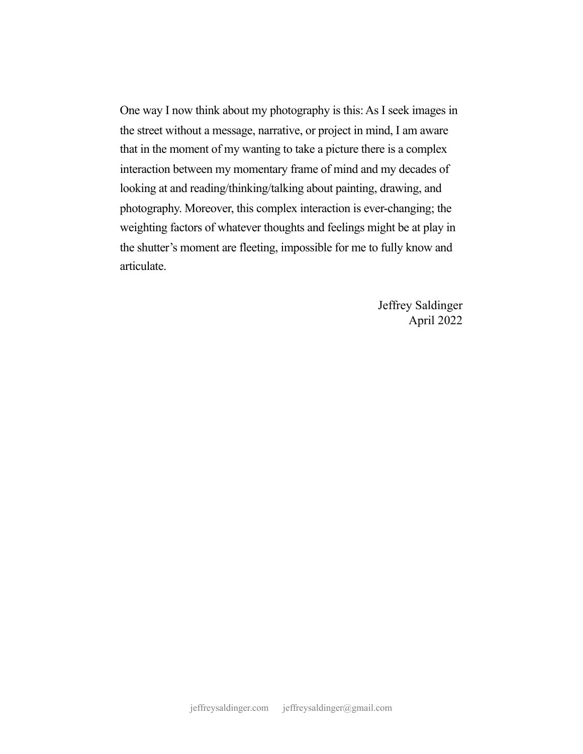One way I now think about my photography is this: As I seek images in the street without a message, narrative, or project in mind, I am aware that in the moment of my wanting to take a picture there is a complex interaction between my momentary frame of mind and my decades of looking at and reading/thinking/talking about painting, drawing, and photography. Moreover, this complex interaction is ever-changing; the weighting factors of whatever thoughts and feelings might be at play in the shutter's moment are fleeting, impossible for me to fully know and articulate.

Jeffrey Saldinger
April 2022

jeffreysaldinger.com jeffreysaldinger@gmail.com